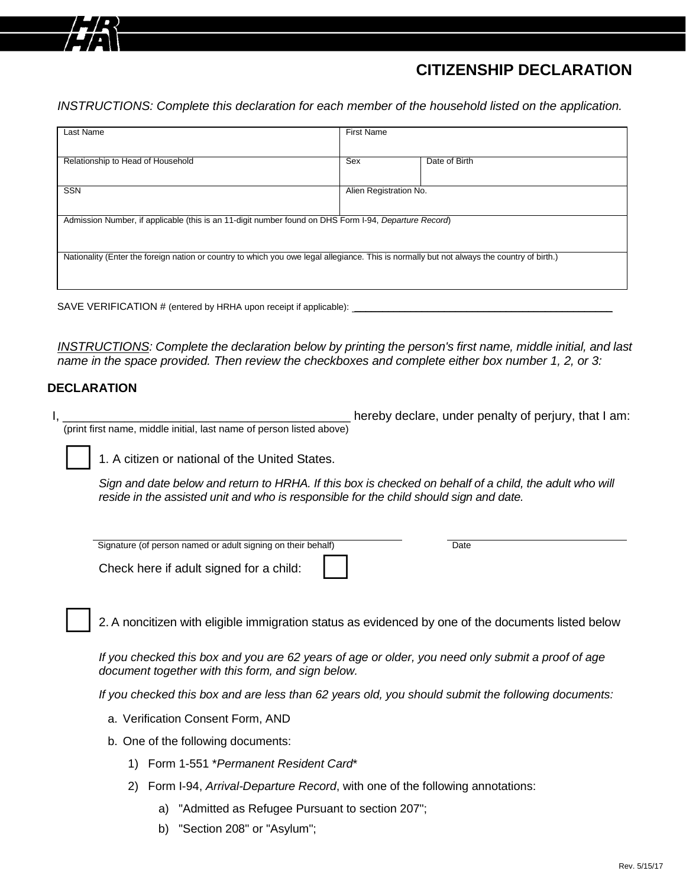# CITIZENSHIP DECLARATION

*INSTRUCTIONS: Complete this declaration for each member of the household listed on the application.*

| Last Name | First Name | |
|---|---|---|
| Relationship to Head of Household | Sex | Date of Birth |
| SSN | Alien Registration No. | |
| Admission Number, if applicable (this is an 11-digit number found on DHS Form I-94, *Departure Record*) | | |
| Nationality (Enter the foreign nation or country to which you owe legal allegiance. This is normally but not always the country of birth.) | | |

SAVE VERIFICATION # (entered by HRHA upon receipt if applicable): ____________________

*INSTRUCTIONS: Complete the declaration below by printing the person's first name, middle initial, and last name in the space provided. Then review the checkboxes and complete either box number 1, 2, or 3:*

## DECLARATION

I, ____________________________________________ hereby declare, under penalty of perjury, that I am:
(print first name, middle initial, last name of person listed above)

☐ 1. A citizen or national of the United States.

*Sign and date below and return to HRHA. If this box is checked on behalf of a child, the adult who will reside in the assisted unit and who is responsible for the child should sign and date.*

______________________________ ______________________
Signature (of person named or adult signing on their behalf) Date

Check here if adult signed for a child: ☐

☐ 2. A noncitizen with eligible immigration status as evidenced by one of the documents listed below

*If you checked this box and you are 62 years of age or older, you need only submit a proof of age document together with this form, and sign below.*

*If you checked this box and are less than 62 years old, you should submit the following documents:*

a. Verification Consent Form, AND

b. One of the following documents:

1) Form 1-551 **Permanent Resident Card**

2) Form I-94, *Arrival-Departure Record*, with one of the following annotations:

a) "Admitted as Refugee Pursuant to section 207";

b) "Section 208" or "Asylum";

Rev. 5/15/17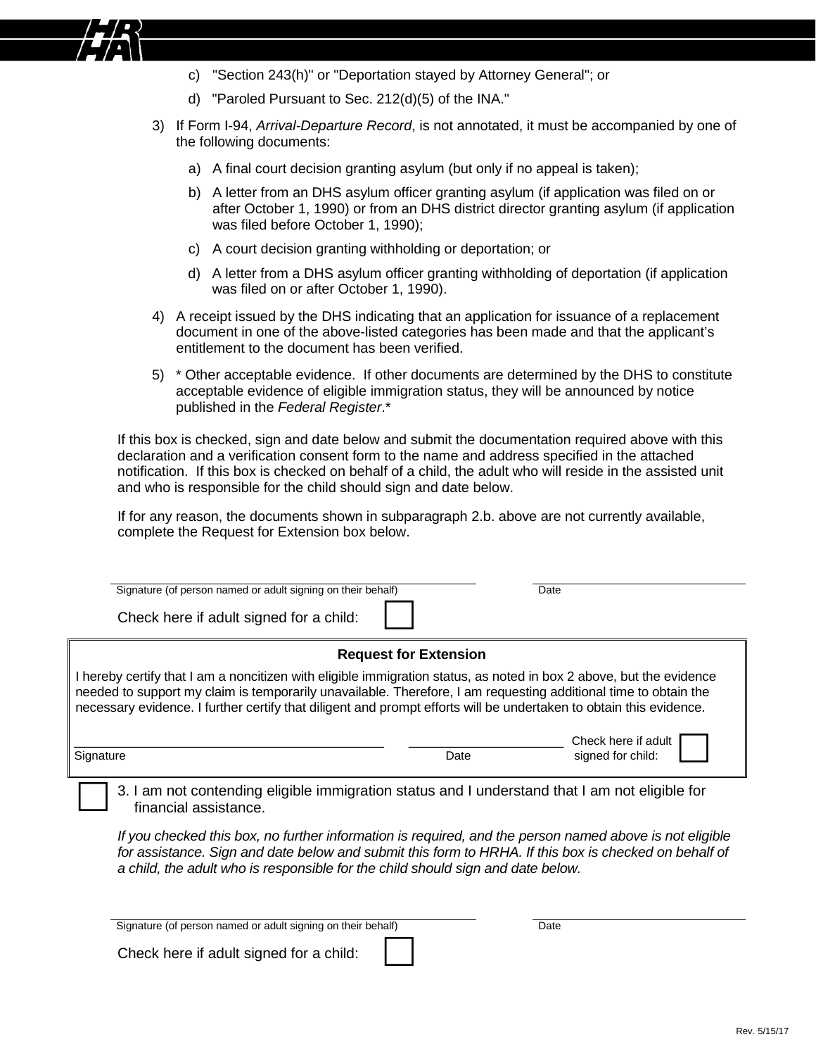c) "Section 243(h)" or "Deportation stayed by Attorney General"; or

d) "Paroled Pursuant to Sec. 212(d)(5) of the INA."

3) If Form I-94, *Arrival-Departure Record*, is not annotated, it must be accompanied by one of the following documents:

   a) A final court decision granting asylum (but only if no appeal is taken);

   b) A letter from an DHS asylum officer granting asylum (if application was filed on or after October 1, 1990) or from an DHS district director granting asylum (if application was filed before October 1, 1990);

   c) A court decision granting withholding or deportation; or

   d) A letter from a DHS asylum officer granting withholding of deportation (if application was filed on or after October 1, 1990).

4) A receipt issued by the DHS indicating that an application for issuance of a replacement document in one of the above-listed categories has been made and that the applicant's entitlement to the document has been verified.

5) * Other acceptable evidence. If other documents are determined by the DHS to constitute acceptable evidence of eligible immigration status, they will be announced by notice published in the *Federal Register*.*

If this box is checked, sign and date below and submit the documentation required above with this declaration and a verification consent form to the name and address specified in the attached notification. If this box is checked on behalf of a child, the adult who will reside in the assisted unit and who is responsible for the child should sign and date below.

If for any reason, the documents shown in subparagraph 2.b. above are not currently available, complete the Request for Extension box below.

Signature (of person named or adult signing on their behalf) ____________________ Date ____________

Check here if adult signed for a child: ☐

**Request for Extension**

I hereby certify that I am a noncitizen with eligible immigration status, as noted in box 2 above, but the evidence needed to support my claim is temporarily unavailable. Therefore, I am requesting additional time to obtain the necessary evidence. I further certify that diligent and prompt efforts will be undertaken to obtain this evidence.

Signature ____________________ Date ____________ Check here if adult signed for child: ☐

☐ 3. I am not contending eligible immigration status and I understand that I am not eligible for financial assistance.

*If you checked this box, no further information is required, and the person named above is not eligible for assistance. Sign and date below and submit this form to HRHA. If this box is checked on behalf of a child, the adult who is responsible for the child should sign and date below.*

Signature (of person named or adult signing on their behalf) ____________________ Date ____________

Check here if adult signed for a child: ☐

Rev. 5/15/17